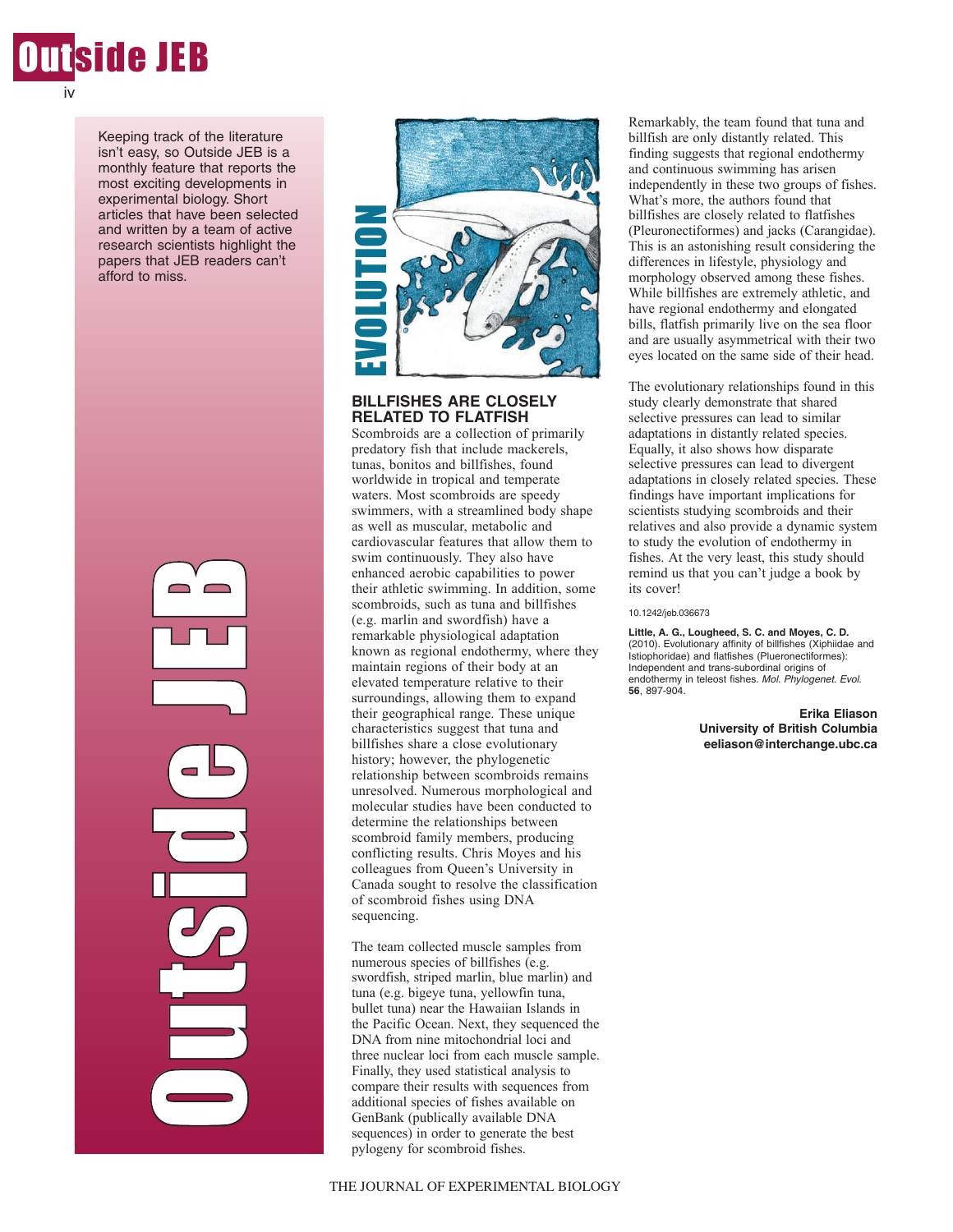Keeping track of the literature isn't easy, so Outside JEB is a monthly feature that reports the most exciting developments in experimental biology. Short articles that have been selected and written by a team of active research scientists highlight the papers that JEB readers can't afford to miss.

EVOLUTION

## BILLFISHES ARE CLOSELY RELATED TO FLATFISH

Scombroids are a collection of primarily predatory fish that include mackerels, tunas, bonitos and billfishes, found worldwide in tropical and temperate waters. Most scombroids are speedy swimmers, with a streamlined body shape as well as muscular, metabolic and cardiovascular features that allow them to swim continuously. They also have enhanced aerobic capabilities to power their athletic swimming. In addition, some scombroids, such as tuna and billfishes (e.g. marlin and swordfish) have a remarkable physiological adaptation known as regional endothermy, where they maintain regions of their body at an elevated temperature relative to their surroundings, allowing them to expand their geographical range. These unique characteristics suggest that tuna and billfishes share a close evolutionary history; however, the phylogenetic relationship between scombroids remains unresolved. Numerous morphological and molecular studies have been conducted to determine the relationships between scombroid family members, producing conflicting results. Chris Moyes and his colleagues from Queen's University in Canada sought to resolve the classification of scombroid fishes using DNA sequencing.

The team collected muscle samples from numerous species of billfishes (e.g. swordfish, striped marlin, blue marlin) and tuna (e.g. bigeye tuna, yellowfin tuna, bullet tuna) near the Hawaiian Islands in the Pacific Ocean. Next, they sequenced the DNA from nine mitochondrial loci and three nuclear loci from each muscle sample. Finally, they used statistical analysis to compare their results with sequences from additional species of fishes available on GenBank (publically available DNA sequences) in order to generate the best pylogeny for scombroid fishes.

Remarkably, the team found that tuna and billfish are only distantly related. This finding suggests that regional endothermy and continuous swimming has arisen independently in these two groups of fishes. What's more, the authors found that billfishes are closely related to flatfishes (Pleuronectiformes) and jacks (Carangidae). This is an astonishing result considering the differences in lifestyle, physiology and morphology observed among these fishes. While billfishes are extremely athletic, and have regional endothermy and elongated bills, flatfish primarily live on the sea floor and are usually asymmetrical with their two eyes located on the same side of their head.

The evolutionary relationships found in this study clearly demonstrate that shared selective pressures can lead to similar adaptations in distantly related species. Equally, it also shows how disparate selective pressures can lead to divergent adaptations in closely related species. These findings have important implications for scientists studying scombroids and their relatives and also provide a dynamic system to study the evolution of endothermy in fishes. At the very least, this study should remind us that you can't judge a book by its cover!

10.1242/jeb.036673

**Little, A. G., Lougheed, S. C. and Moyes, C. D.** (2010). Evolutionary affinity of billfishes (Xiphiidae and Istiophoridae) and flatfishes (Plueronectiformes): Independent and trans-subordinal origins of endothermy in teleost fishes. *Mol. Phylogenet. Evol.* **56**, 897-904.

**Erika Eliason**
**University of British Columbia**
**eeliason@interchange.ubc.ca**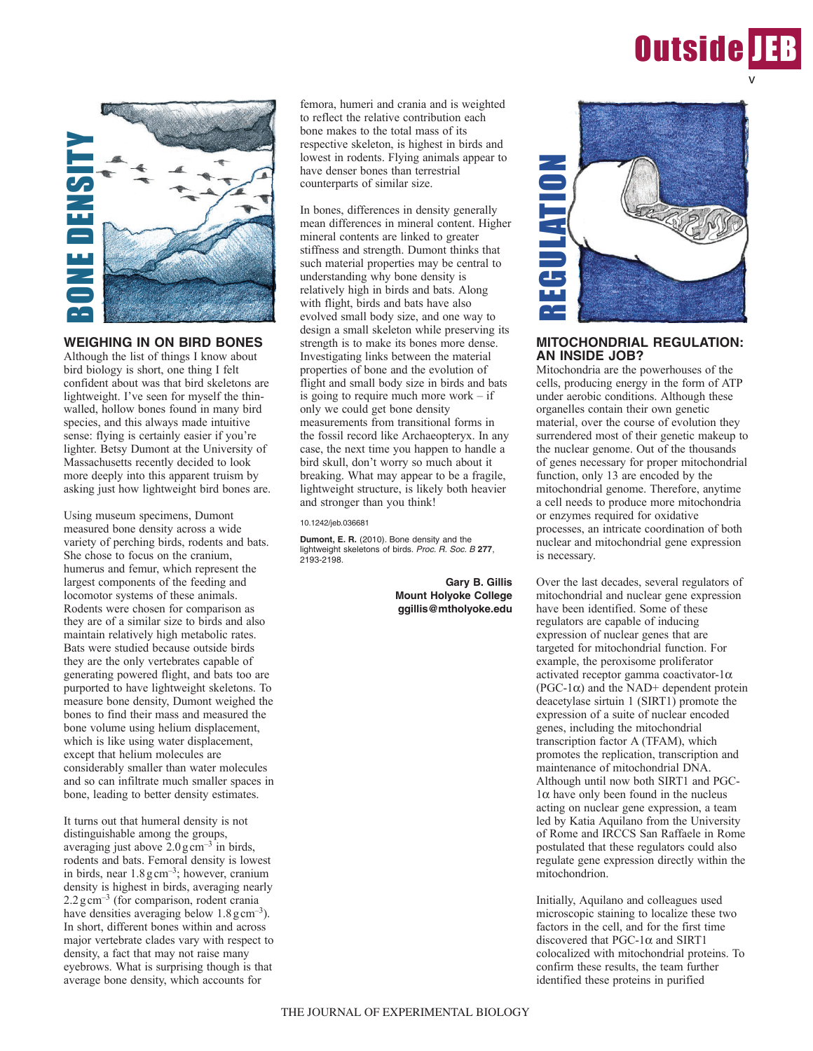## BONE DENSITY

### WEIGHING IN ON BIRD BONES

Although the list of things I know about bird biology is short, one thing I felt confident about was that bird skeletons are lightweight. I've seen for myself the thin-walled, hollow bones found in many bird species, and this always made intuitive sense: flying is certainly easier if you're lighter. Betsy Dumont at the University of Massachusetts recently decided to look more deeply into this apparent truism by asking just how lightweight bird bones are.

Using museum specimens, Dumont measured bone density across a wide variety of perching birds, rodents and bats. She chose to focus on the cranium, humerus and femur, which represent the largest components of the feeding and locomotor systems of these animals. Rodents were chosen for comparison as they are of a similar size to birds and also maintain relatively high metabolic rates. Bats were studied because outside birds they are the only vertebrates capable of generating powered flight, and bats too are purported to have lightweight skeletons. To measure bone density, Dumont weighed the bones to find their mass and measured the bone volume using helium displacement, which is like using water displacement, except that helium molecules are considerably smaller than water molecules and so can infiltrate much smaller spaces in bone, leading to better density estimates.

It turns out that humeral density is not distinguishable among the groups, averaging just above $2.0\,g\,cm^{-3}$ in birds, rodents and bats. Femoral density is lowest in birds, near $1.8\,g\,cm^{-3}$; however, cranium density is highest in birds, averaging nearly $2.2\,g\,cm^{-3}$ (for comparison, rodent crania have densities averaging below $1.8\,g\,cm^{-3}$). In short, different bones within and across major vertebrate clades vary with respect to density, a fact that may not raise many eyebrows. What is surprising though is that average bone density, which accounts for femora, humeri and crania and is weighted to reflect the relative contribution each bone makes to the total mass of its respective skeleton, is highest in birds and lowest in rodents. Flying animals appear to have denser bones than terrestrial counterparts of similar size.

In bones, differences in density generally mean differences in mineral content. Higher mineral contents are linked to greater stiffness and strength. Dumont thinks that such material properties may be central to understanding why bone density is relatively high in birds and bats. Along with flight, birds and bats have also evolved small body size, and one way to design a small skeleton while preserving its strength is to make its bones more dense. Investigating links between the material properties of bone and the evolution of flight and small body size in birds and bats is going to require much more work – if only we could get bone density measurements from transitional forms in the fossil record like Archaeopteryx. In any case, the next time you happen to handle a bird skull, don't worry so much about it breaking. What may appear to be a fragile, lightweight structure, is likely both heavier and stronger than you think!

10.1242/jeb.036681

**Dumont, E. R.** (2010). Bone density and the lightweight skeletons of birds. *Proc. R. Soc. B* **277**, 2193-2198.

**Gary B. Gillis**
**Mount Holyoke College**
**ggillis@mtholyoke.edu**

## REGULATION

### MITOCHONDRIAL REGULATION: AN INSIDE JOB?

Mitochondria are the powerhouses of the cells, producing energy in the form of ATP under aerobic conditions. Although these organelles contain their own genetic material, over the course of evolution they surrendered most of their genetic makeup to the nuclear genome. Out of the thousands of genes necessary for proper mitochondrial function, only 13 are encoded by the mitochondrial genome. Therefore, anytime a cell needs to produce more mitochondria or enzymes required for oxidative processes, an intricate coordination of both nuclear and mitochondrial gene expression is necessary.

Over the last decades, several regulators of mitochondrial and nuclear gene expression have been identified. Some of these regulators are capable of inducing expression of nuclear genes that are targeted for mitochondrial function. For example, the peroxisome proliferator activated receptor gamma coactivator-1α (PGC-1α) and the NAD+ dependent protein deacetylase sirtuin 1 (SIRT1) promote the expression of a suite of nuclear encoded genes, including the mitochondrial transcription factor A (TFAM), which promotes the replication, transcription and maintenance of mitochondrial DNA. Although until now both SIRT1 and PGC-1α have only been found in the nucleus acting on nuclear gene expression, a team led by Katia Aquilano from the University of Rome and IRCCS San Raffaele in Rome postulated that these regulators could also regulate gene expression directly within the mitochondrion.

Initially, Aquilano and colleagues used microscopic staining to localize these two factors in the cell, and for the first time discovered that PGC-1α and SIRT1 colocalized with mitochondrial proteins. To confirm these results, the team further identified these proteins in purified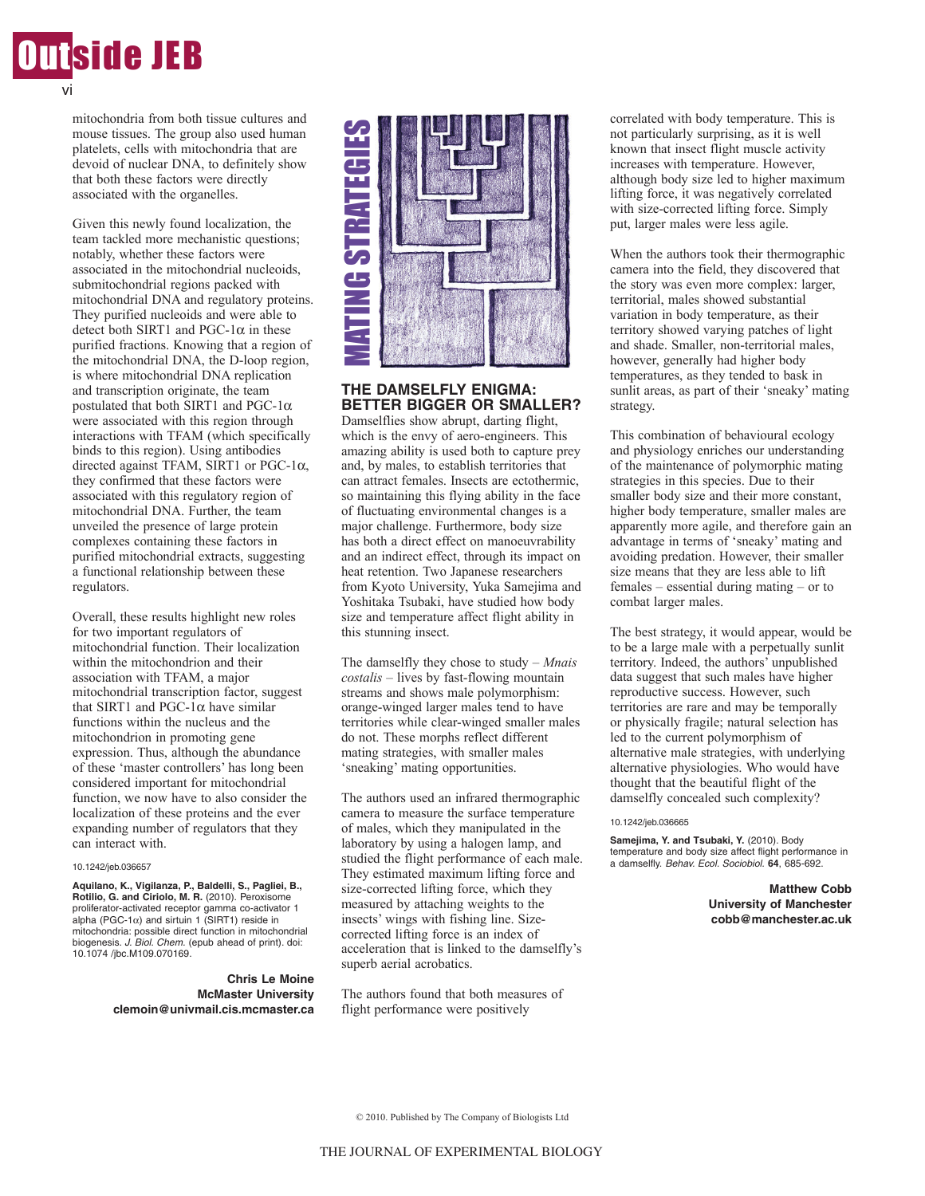mitochondria from both tissue cultures and mouse tissues. The group also used human platelets, cells with mitochondria that are devoid of nuclear DNA, to definitely show that both these factors were directly associated with the organelles.

Given this newly found localization, the team tackled more mechanistic questions; notably, whether these factors were associated in the mitochondrial nucleoids, submitochondrial regions packed with mitochondrial DNA and regulatory proteins. They purified nucleoids and were able to detect both SIRT1 and PGC-1α in these purified fractions. Knowing that a region of the mitochondrial DNA, the D-loop region, is where mitochondrial DNA replication and transcription originate, the team postulated that both SIRT1 and PGC-1α were associated with this region through interactions with TFAM (which specifically binds to this region). Using antibodies directed against TFAM, SIRT1 or PGC-1α, they confirmed that these factors were associated with this regulatory region of mitochondrial DNA. Further, the team unveiled the presence of large protein complexes containing these factors in purified mitochondrial extracts, suggesting a functional relationship between these regulators.

Overall, these results highlight new roles for two important regulators of mitochondrial function. Their localization within the mitochondrion and their association with TFAM, a major mitochondrial transcription factor, suggest that SIRT1 and PGC-1α have similar functions within the nucleus and the mitochondrion in promoting gene expression. Thus, although the abundance of these 'master controllers' has long been considered important for mitochondrial function, we now have to also consider the localization of these proteins and the ever expanding number of regulators that they can interact with.

10.1242/jeb.036657

**Aquilano, K., Vigilanza, P., Baldelli, S., Pagliei, B., Rotilio, G. and Ciriolo, M. R.** (2010). Peroxisome proliferator-activated receptor gamma co-activator 1 alpha (PGC-1α) and sirtuin 1 (SIRT1) reside in mitochondria: possible direct function in mitochondrial biogenesis. *J. Biol. Chem.* (epub ahead of print). doi: 10.1074 /jbc.M109.070169.

**Chris Le Moine**
**McMaster University**
**clemoin@univmail.cis.mcmaster.ca**

MATING STRATEGIES

## THE DAMSELFLY ENIGMA: BETTER BIGGER OR SMALLER?

Damselflies show abrupt, darting flight, which is the envy of aero-engineers. This amazing ability is used both to capture prey and, by males, to establish territories that can attract females. Insects are ectothermic, so maintaining this flying ability in the face of fluctuating environmental changes is a major challenge. Furthermore, body size has both a direct effect on manoeuvrability and an indirect effect, through its impact on heat retention. Two Japanese researchers from Kyoto University, Yuka Samejima and Yoshitaka Tsubaki, have studied how body size and temperature affect flight ability in this stunning insect.

The damselfly they chose to study – *Mnais costalis* – lives by fast-flowing mountain streams and shows male polymorphism: orange-winged larger males tend to have territories while clear-winged smaller males do not. These morphs reflect different mating strategies, with smaller males 'sneaking' mating opportunities.

The authors used an infrared thermographic camera to measure the surface temperature of males, which they manipulated in the laboratory by using a halogen lamp, and studied the flight performance of each male. They estimated maximum lifting force and size-corrected lifting force, which they measured by attaching weights to the insects' wings with fishing line. Size-corrected lifting force is an index of acceleration that is linked to the damselfly's superb aerial acrobatics.

The authors found that both measures of flight performance were positively correlated with body temperature. This is not particularly surprising, as it is well known that insect flight muscle activity increases with temperature. However, although body size led to higher maximum lifting force, it was negatively correlated with size-corrected lifting force. Simply put, larger males were less agile.

When the authors took their thermographic camera into the field, they discovered that the story was even more complex: larger, territorial, males showed substantial variation in body temperature, as their territory showed varying patches of light and shade. Smaller, non-territorial males, however, generally had higher body temperatures, as they tended to bask in sunlit areas, as part of their 'sneaky' mating strategy.

This combination of behavioural ecology and physiology enriches our understanding of the maintenance of polymorphic mating strategies in this species. Due to their smaller body size and their more constant, higher body temperature, smaller males are apparently more agile, and therefore gain an advantage in terms of 'sneaky' mating and avoiding predation. However, their smaller size means that they are less able to lift females – essential during mating – or to combat larger males.

The best strategy, it would appear, would be to be a large male with a perpetually sunlit territory. Indeed, the authors' unpublished data suggest that such males have higher reproductive success. However, such territories are rare and may be temporally or physically fragile; natural selection has led to the current polymorphism of alternative male strategies, with underlying alternative physiologies. Who would have thought that the beautiful flight of the damselfly concealed such complexity?

10.1242/jeb.036665

**Samejima, Y. and Tsubaki, Y.** (2010). Body temperature and body size affect flight performance in a damselfly. *Behav. Ecol. Sociobiol.* **64**, 685-692.

**Matthew Cobb**
**University of Manchester**
**cobb@manchester.ac.uk**

© 2010. Published by The Company of Biologists Ltd